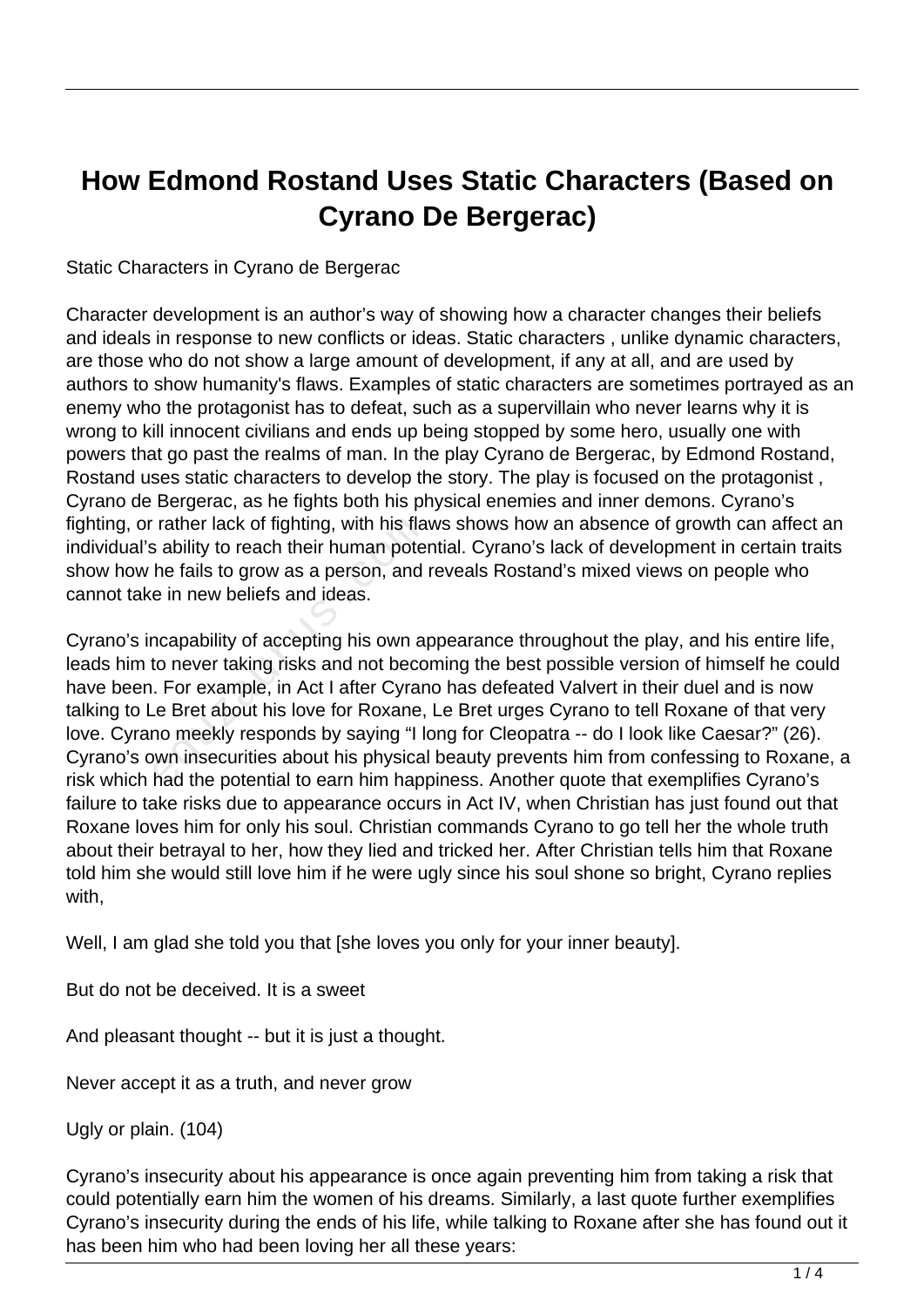# How Edmond Rostand Uses Static Characters (Based on Cyrano De Bergerac)

Static Characters in Cyrano de Bergerac

Character development is an author's way of showing how a character changes their beliefs and ideals in response to new conflicts or ideas. Static characters , unlike dynamic characters, are those who do not show a large amount of development, if any at all, and are used by authors to show humanity's flaws. Examples of static characters are sometimes portrayed as an enemy who the protagonist has to defeat, such as a supervillain who never learns why it is wrong to kill innocent civilians and ends up being stopped by some hero, usually one with powers that go past the realms of man. In the play Cyrano de Bergerac, by Edmond Rostand, Rostand uses static characters to develop the story. The play is focused on the protagonist , Cyrano de Bergerac, as he fights both his physical enemies and inner demons. Cyrano's fighting, or rather lack of fighting, with his flaws shows how an absence of growth can affect an individual's ability to reach their human potential. Cyrano's lack of development in certain traits show how he fails to grow as a person, and reveals Rostand's mixed views on people who cannot take in new beliefs and ideas.

Cyrano's incapability of accepting his own appearance throughout the play, and his entire life, leads him to never taking risks and not becoming the best possible version of himself he could have been. For example, in Act I after Cyrano has defeated Valvert in their duel and is now talking to Le Bret about his love for Roxane, Le Bret urges Cyrano to tell Roxane of that very love. Cyrano meekly responds by saying "I long for Cleopatra -- do I look like Caesar?" (26). Cyrano's own insecurities about his physical beauty prevents him from confessing to Roxane, a risk which had the potential to earn him happiness. Another quote that exemplifies Cyrano's failure to take risks due to appearance occurs in Act IV, when Christian has just found out that Roxane loves him for only his soul. Christian commands Cyrano to go tell her the whole truth about their betrayal to her, how they lied and tricked her. After Christian tells him that Roxane told him she would still love him if he were ugly since his soul shone so bright, Cyrano replies with,

Well, I am glad she told you that [she loves you only for your inner beauty].

But do not be deceived. It is a sweet

And pleasant thought -- but it is just a thought.

Never accept it as a truth, and never grow

Ugly or plain. (104)

Cyrano's insecurity about his appearance is once again preventing him from taking a risk that could potentially earn him the women of his dreams. Similarly, a last quote further exemplifies Cyrano's insecurity during the ends of his life, while talking to Roxane after she has found out it has been him who had been loving her all these years: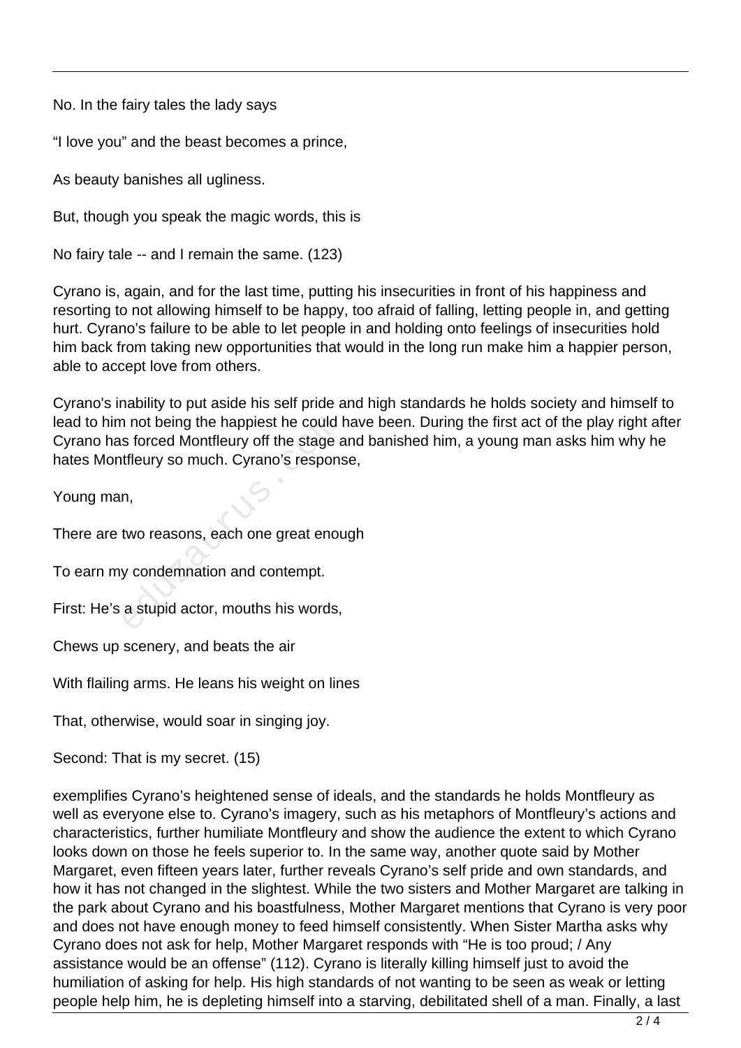No. In the fairy tales the lady says

"I love you" and the beast becomes a prince,

As beauty banishes all ugliness.

But, though you speak the magic words, this is

No fairy tale -- and I remain the same. (123)

Cyrano is, again, and for the last time, putting his insecurities in front of his happiness and resorting to not allowing himself to be happy, too afraid of falling, letting people in, and getting hurt. Cyrano's failure to be able to let people in and holding onto feelings of insecurities hold him back from taking new opportunities that would in the long run make him a happier person, able to accept love from others.

Cyrano's inability to put aside his self pride and high standards he holds society and himself to lead to him not being the happiest he could have been. During the first act of the play right after Cyrano has forced Montfleury off the stage and banished him, a young man asks him why he hates Montfleury so much. Cyrano's response,

Young man,

There are two reasons, each one great enough

To earn my condemnation and contempt.

First: He's a stupid actor, mouths his words,

Chews up scenery, and beats the air

With flailing arms. He leans his weight on lines

That, otherwise, would soar in singing joy.

Second: That is my secret. (15)

exemplifies Cyrano's heightened sense of ideals, and the standards he holds Montfleury as well as everyone else to. Cyrano's imagery, such as his metaphors of Montfleury's actions and characteristics, further humiliate Montfleury and show the audience the extent to which Cyrano looks down on those he feels superior to. In the same way, another quote said by Mother Margaret, even fifteen years later, further reveals Cyrano's self pride and own standards, and how it has not changed in the slightest. While the two sisters and Mother Margaret are talking in the park about Cyrano and his boastfulness, Mother Margaret mentions that Cyrano is very poor and does not have enough money to feed himself consistently. When Sister Martha asks why Cyrano does not ask for help, Mother Margaret responds with "He is too proud; / Any assistance would be an offense" (112). Cyrano is literally killing himself just to avoid the humiliation of asking for help. His high standards of not wanting to be seen as weak or letting people help him, he is depleting himself into a starving, debilitated shell of a man. Finally, a last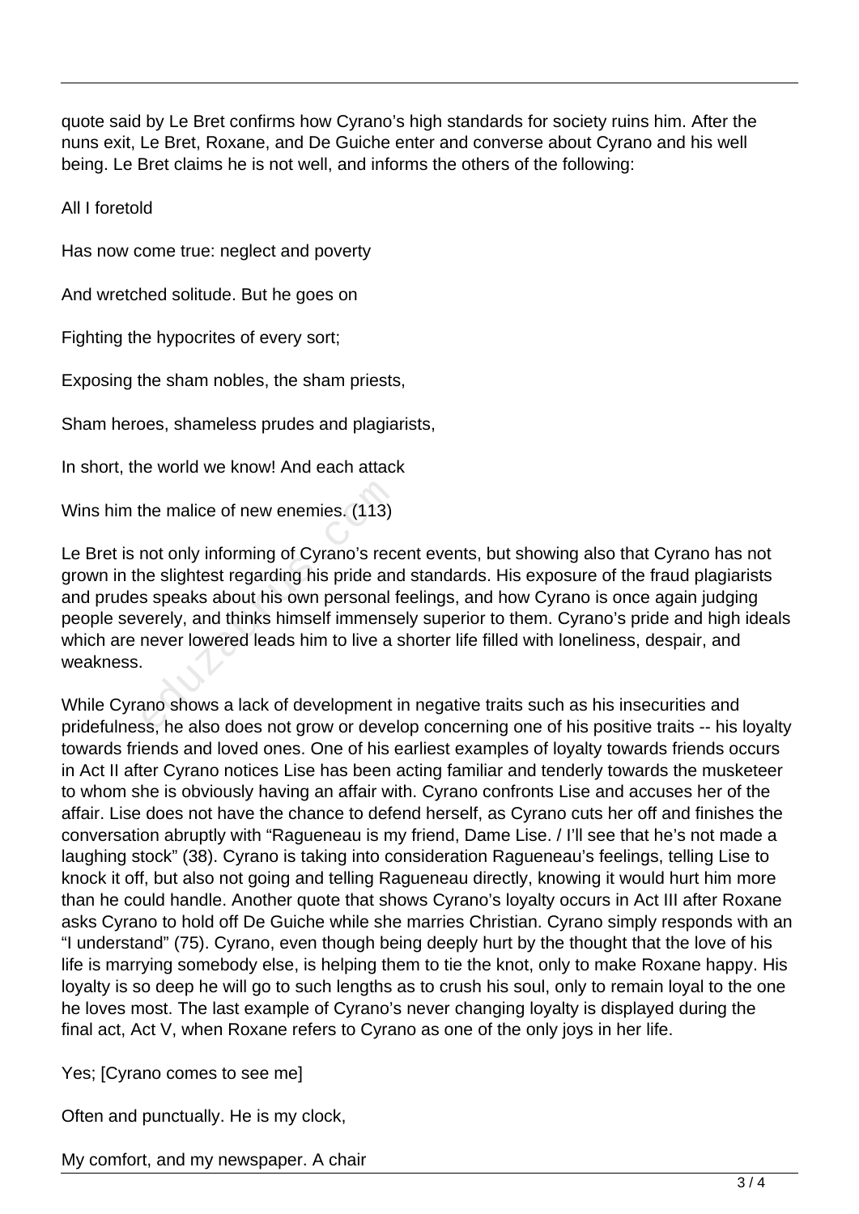quote said by Le Bret confirms how Cyrano's high standards for society ruins him. After the nuns exit, Le Bret, Roxane, and De Guiche enter and converse about Cyrano and his well being. Le Bret claims he is not well, and informs the others of the following:

All I foretold

Has now come true: neglect and poverty

And wretched solitude. But he goes on

Fighting the hypocrites of every sort;

Exposing the sham nobles, the sham priests,

Sham heroes, shameless prudes and plagiarists,

In short, the world we know! And each attack

Wins him the malice of new enemies. (113)

Le Bret is not only informing of Cyrano's recent events, but showing also that Cyrano has not grown in the slightest regarding his pride and standards. His exposure of the fraud plagiarists and prudes speaks about his own personal feelings, and how Cyrano is once again judging people severely, and thinks himself immensely superior to them. Cyrano's pride and high ideals which are never lowered leads him to live a shorter life filled with loneliness, despair, and weakness.

While Cyrano shows a lack of development in negative traits such as his insecurities and pridefulness, he also does not grow or develop concerning one of his positive traits -- his loyalty towards friends and loved ones. One of his earliest examples of loyalty towards friends occurs in Act II after Cyrano notices Lise has been acting familiar and tenderly towards the musketeer to whom she is obviously having an affair with. Cyrano confronts Lise and accuses her of the affair. Lise does not have the chance to defend herself, as Cyrano cuts her off and finishes the conversation abruptly with "Ragueneau is my friend, Dame Lise. / I'll see that he's not made a laughing stock" (38). Cyrano is taking into consideration Ragueneau's feelings, telling Lise to knock it off, but also not going and telling Ragueneau directly, knowing it would hurt him more than he could handle. Another quote that shows Cyrano's loyalty occurs in Act III after Roxane asks Cyrano to hold off De Guiche while she marries Christian. Cyrano simply responds with an "I understand" (75). Cyrano, even though being deeply hurt by the thought that the love of his life is marrying somebody else, is helping them to tie the knot, only to make Roxane happy. His loyalty is so deep he will go to such lengths as to crush his soul, only to remain loyal to the one he loves most. The last example of Cyrano's never changing loyalty is displayed during the final act, Act V, when Roxane refers to Cyrano as one of the only joys in her life.

Yes; [Cyrano comes to see me]

Often and punctually. He is my clock,

My comfort, and my newspaper. A chair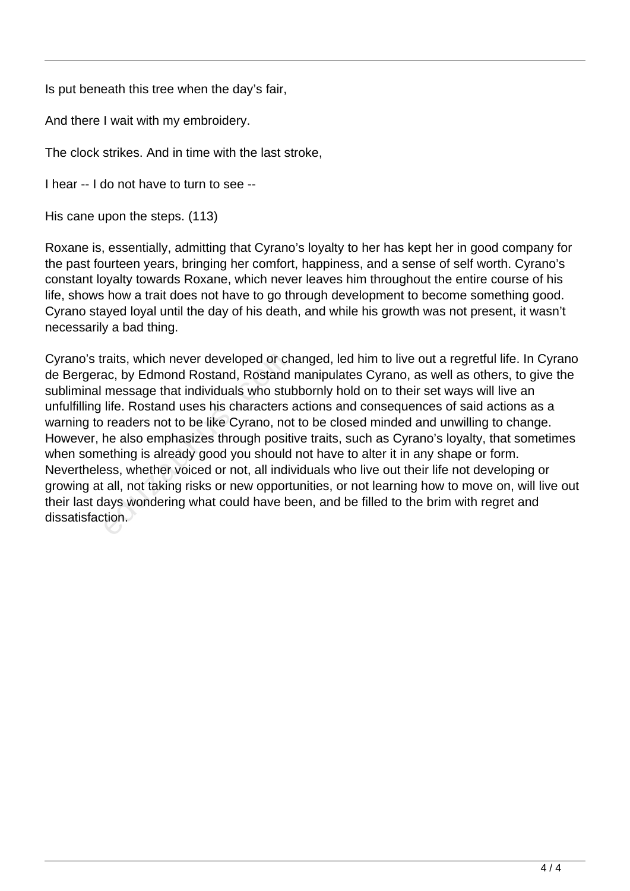Is put beneath this tree when the day's fair,

And there I wait with my embroidery.

The clock strikes. And in time with the last stroke,

I hear -- I do not have to turn to see --

His cane upon the steps. (113)

Roxane is, essentially, admitting that Cyrano's loyalty to her has kept her in good company for the past fourteen years, bringing her comfort, happiness, and a sense of self worth. Cyrano's constant loyalty towards Roxane, which never leaves him throughout the entire course of his life, shows how a trait does not have to go through development to become something good. Cyrano stayed loyal until the day of his death, and while his growth was not present, it wasn't necessarily a bad thing.

Cyrano's traits, which never developed or changed, led him to live out a regretful life. In Cyrano de Bergerac, by Edmond Rostand, Rostand manipulates Cyrano, as well as others, to give the subliminal message that individuals who stubbornly hold on to their set ways will live an unfulfilling life. Rostand uses his characters actions and consequences of said actions as a warning to readers not to be like Cyrano, not to be closed minded and unwilling to change. However, he also emphasizes through positive traits, such as Cyrano's loyalty, that sometimes when something is already good you should not have to alter it in any shape or form. Nevertheless, whether voiced or not, all individuals who live out their life not developing or growing at all, not taking risks or new opportunities, or not learning how to move on, will live out their last days wondering what could have been, and be filled to the brim with regret and dissatisfaction.